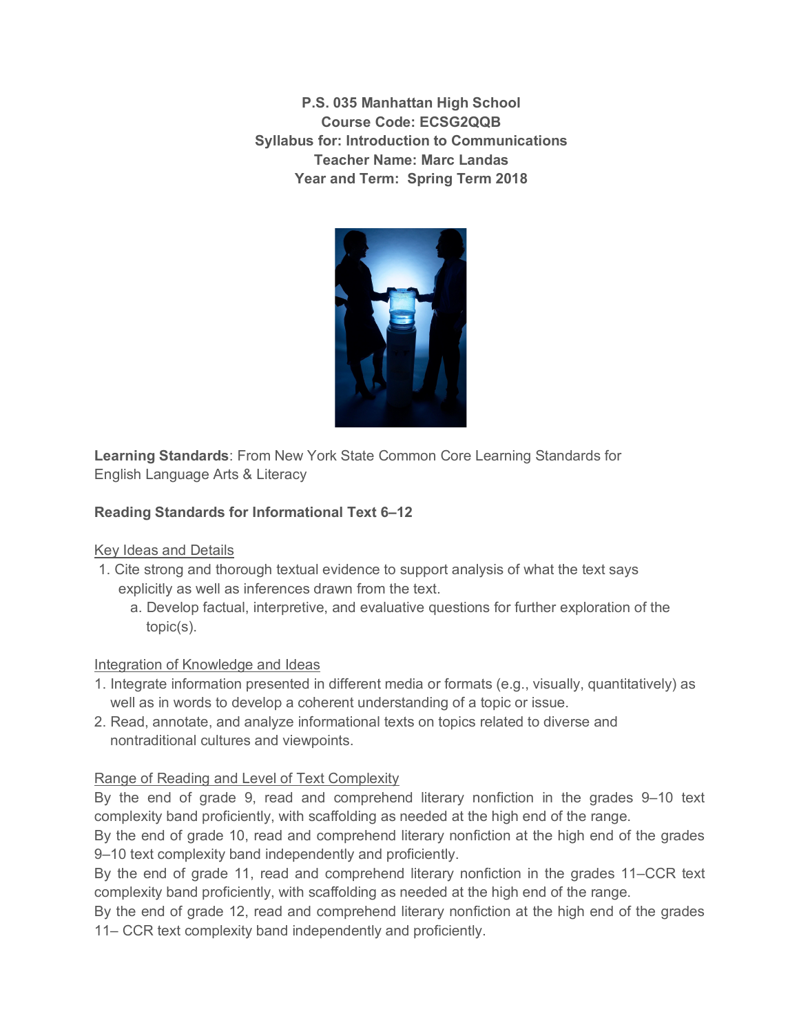**P.S. 035 Manhattan High School**
**Course Code: ECSG2QQB**
**Syllabus for: Introduction to Communications**
**Teacher Name: Marc Landas**
**Year and Term: Spring Term 2018**

**Learning Standards**: From New York State Common Core Learning Standards for English Language Arts & Literacy

**Reading Standards for Informational Text 6–12**

Key Ideas and Details

1. Cite strong and thorough textual evidence to support analysis of what the text says explicitly as well as inferences drawn from the text.
   a. Develop factual, interpretive, and evaluative questions for further exploration of the topic(s).

Integration of Knowledge and Ideas

1. Integrate information presented in different media or formats (e.g., visually, quantitatively) as well as in words to develop a coherent understanding of a topic or issue.
2. Read, annotate, and analyze informational texts on topics related to diverse and nontraditional cultures and viewpoints.

Range of Reading and Level of Text Complexity

By the end of grade 9, read and comprehend literary nonfiction in the grades 9–10 text complexity band proficiently, with scaffolding as needed at the high end of the range.
By the end of grade 10, read and comprehend literary nonfiction at the high end of the grades 9–10 text complexity band independently and proficiently.
By the end of grade 11, read and comprehend literary nonfiction in the grades 11–CCR text complexity band proficiently, with scaffolding as needed at the high end of the range.
By the end of grade 12, read and comprehend literary nonfiction at the high end of the grades 11– CCR text complexity band independently and proficiently.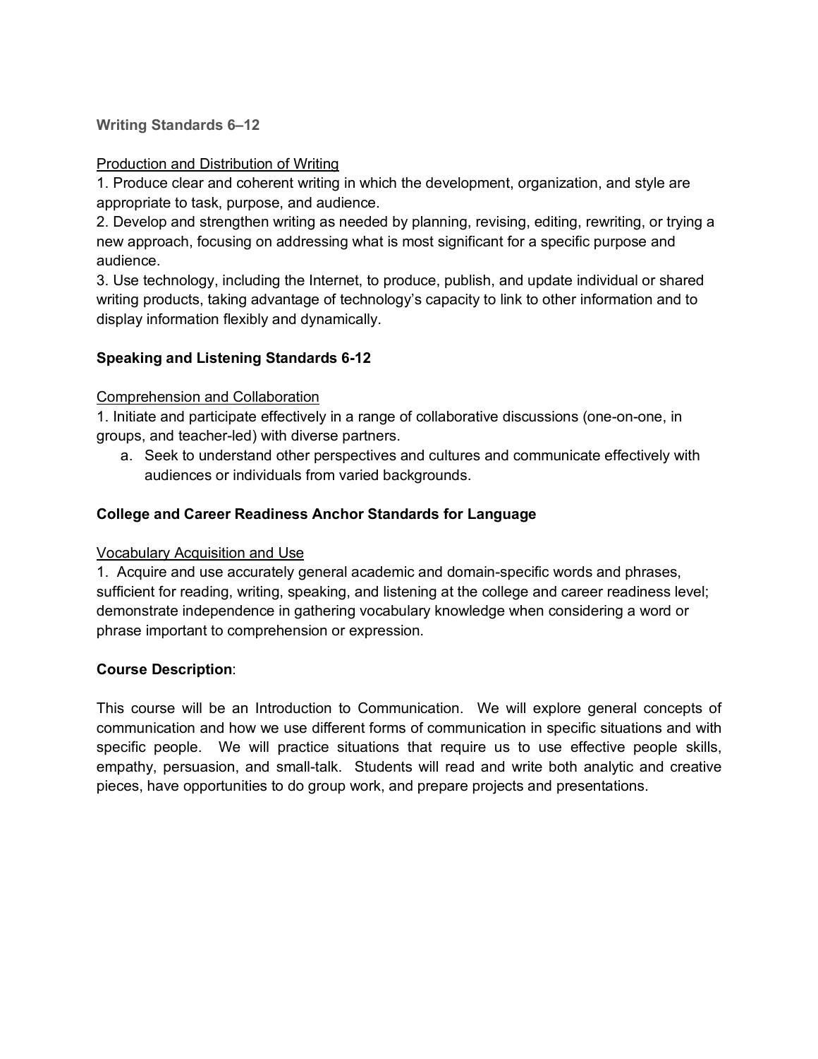**Writing Standards 6–12**

Production and Distribution of Writing

1. Produce clear and coherent writing in which the development, organization, and style are appropriate to task, purpose, and audience.
2. Develop and strengthen writing as needed by planning, revising, editing, rewriting, or trying a new approach, focusing on addressing what is most significant for a specific purpose and audience.
3. Use technology, including the Internet, to produce, publish, and update individual or shared writing products, taking advantage of technology's capacity to link to other information and to display information flexibly and dynamically.

**Speaking and Listening Standards 6-12**

Comprehension and Collaboration

1. Initiate and participate effectively in a range of collaborative discussions (one-on-one, in groups, and teacher-led) with diverse partners.
   a. Seek to understand other perspectives and cultures and communicate effectively with audiences or individuals from varied backgrounds.

**College and Career Readiness Anchor Standards for Language**

Vocabulary Acquisition and Use

1. Acquire and use accurately general academic and domain-specific words and phrases, sufficient for reading, writing, speaking, and listening at the college and career readiness level; demonstrate independence in gathering vocabulary knowledge when considering a word or phrase important to comprehension or expression.

**Course Description**:

This course will be an Introduction to Communication. We will explore general concepts of communication and how we use different forms of communication in specific situations and with specific people. We will practice situations that require us to use effective people skills, empathy, persuasion, and small-talk. Students will read and write both analytic and creative pieces, have opportunities to do group work, and prepare projects and presentations.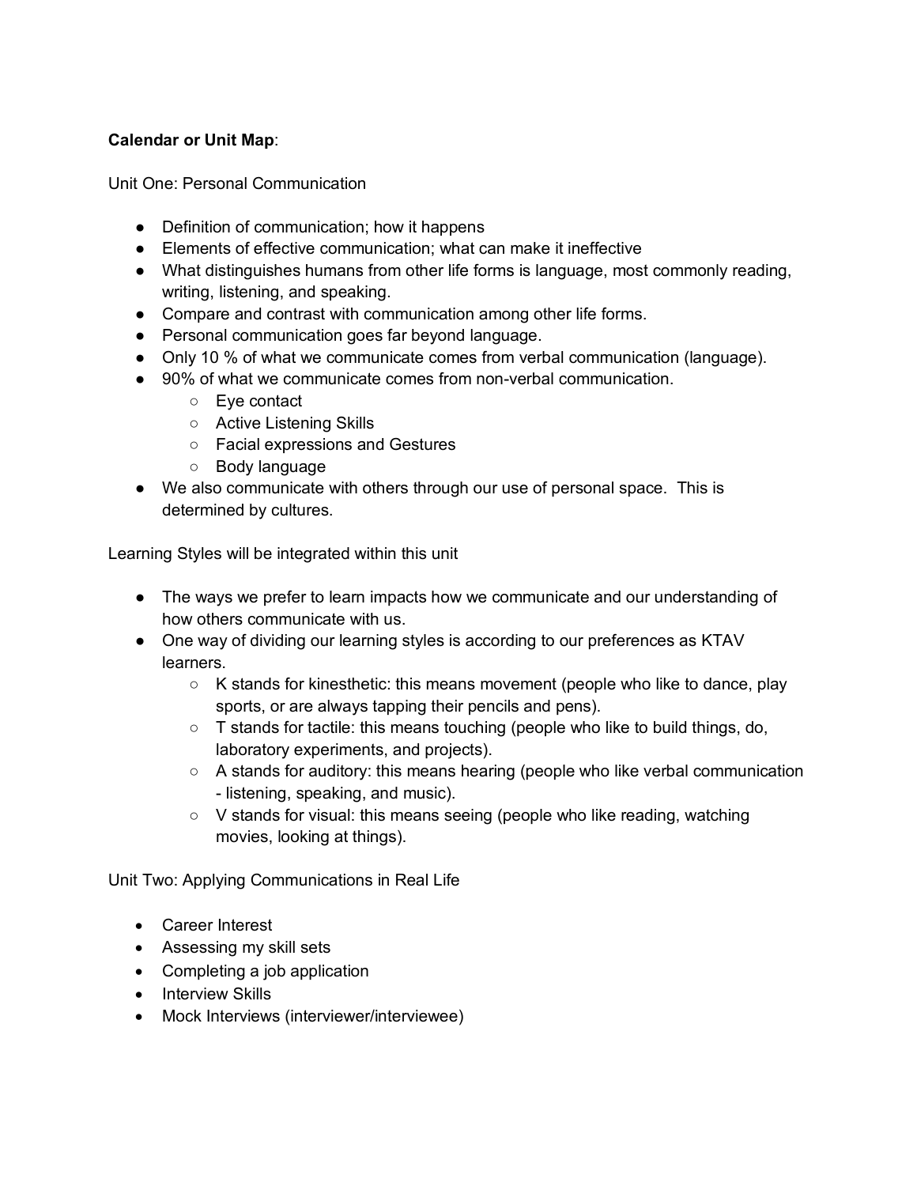**Calendar or Unit Map**:

Unit One: Personal Communication

- Definition of communication; how it happens
- Elements of effective communication; what can make it ineffective
- What distinguishes humans from other life forms is language, most commonly reading, writing, listening, and speaking.
- Compare and contrast with communication among other life forms.
- Personal communication goes far beyond language.
- Only 10 % of what we communicate comes from verbal communication (language).
- 90% of what we communicate comes from non-verbal communication.
  - Eye contact
  - Active Listening Skills
  - Facial expressions and Gestures
  - Body language
- We also communicate with others through our use of personal space. This is determined by cultures.

Learning Styles will be integrated within this unit

- The ways we prefer to learn impacts how we communicate and our understanding of how others communicate with us.
- One way of dividing our learning styles is according to our preferences as KTAV learners.
  - K stands for kinesthetic: this means movement (people who like to dance, play sports, or are always tapping their pencils and pens).
  - T stands for tactile: this means touching (people who like to build things, do, laboratory experiments, and projects).
  - A stands for auditory: this means hearing (people who like verbal communication - listening, speaking, and music).
  - V stands for visual: this means seeing (people who like reading, watching movies, looking at things).

Unit Two: Applying Communications in Real Life

- Career Interest
- Assessing my skill sets
- Completing a job application
- Interview Skills
- Mock Interviews (interviewer/interviewee)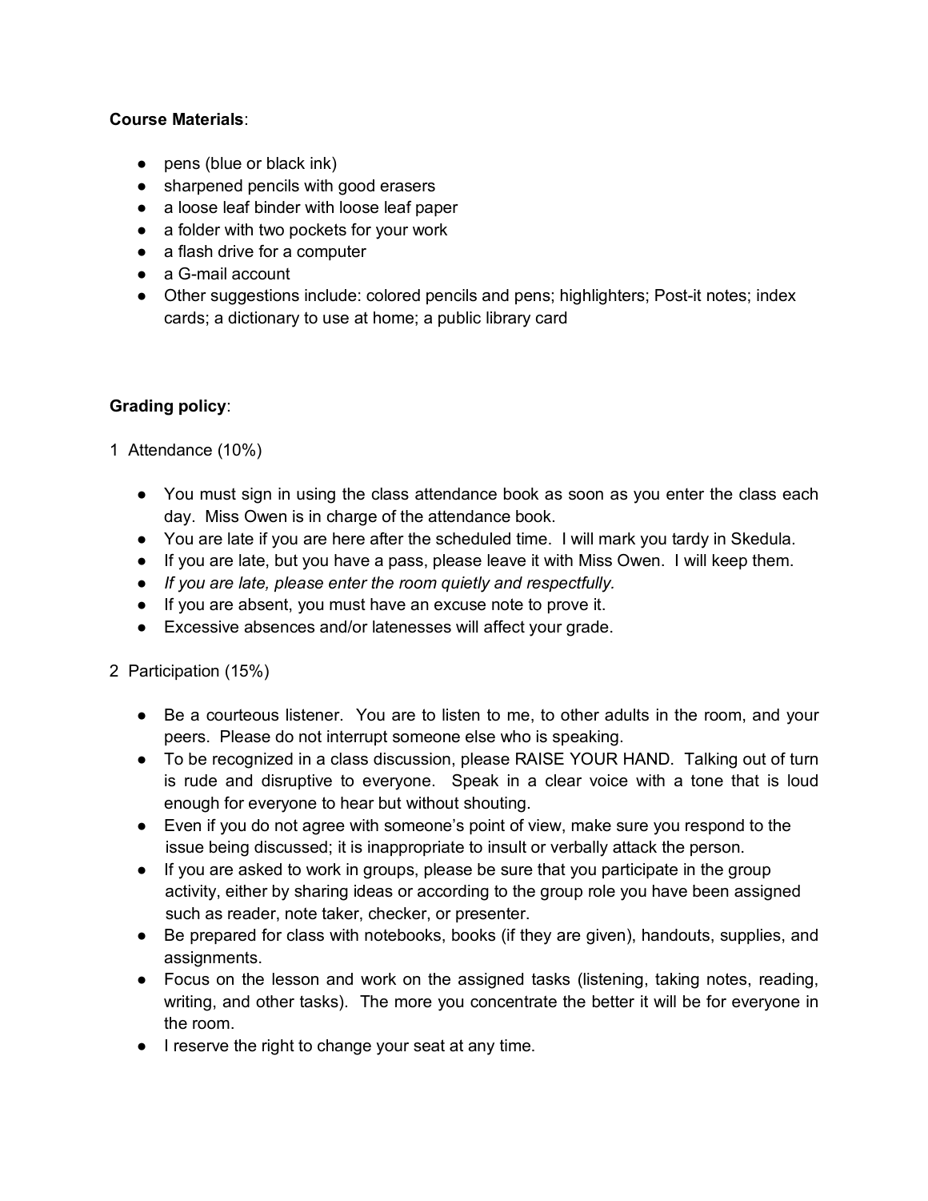**Course Materials**:

- pens (blue or black ink)
- sharpened pencils with good erasers
- a loose leaf binder with loose leaf paper
- a folder with two pockets for your work
- a flash drive for a computer
- a G-mail account
- Other suggestions include: colored pencils and pens; highlighters; Post-it notes; index cards; a dictionary to use at home; a public library card

**Grading policy**:

1 Attendance (10%)

- You must sign in using the class attendance book as soon as you enter the class each day. Miss Owen is in charge of the attendance book.
- You are late if you are here after the scheduled time. I will mark you tardy in Skedula.
- If you are late, but you have a pass, please leave it with Miss Owen. I will keep them.
- *If you are late, please enter the room quietly and respectfully.*
- If you are absent, you must have an excuse note to prove it.
- Excessive absences and/or latenesses will affect your grade.

2 Participation (15%)

- Be a courteous listener. You are to listen to me, to other adults in the room, and your peers. Please do not interrupt someone else who is speaking.
- To be recognized in a class discussion, please RAISE YOUR HAND. Talking out of turn is rude and disruptive to everyone. Speak in a clear voice with a tone that is loud enough for everyone to hear but without shouting.
- Even if you do not agree with someone's point of view, make sure you respond to the issue being discussed; it is inappropriate to insult or verbally attack the person.
- If you are asked to work in groups, please be sure that you participate in the group activity, either by sharing ideas or according to the group role you have been assigned such as reader, note taker, checker, or presenter.
- Be prepared for class with notebooks, books (if they are given), handouts, supplies, and assignments.
- Focus on the lesson and work on the assigned tasks (listening, taking notes, reading, writing, and other tasks). The more you concentrate the better it will be for everyone in the room.
- I reserve the right to change your seat at any time.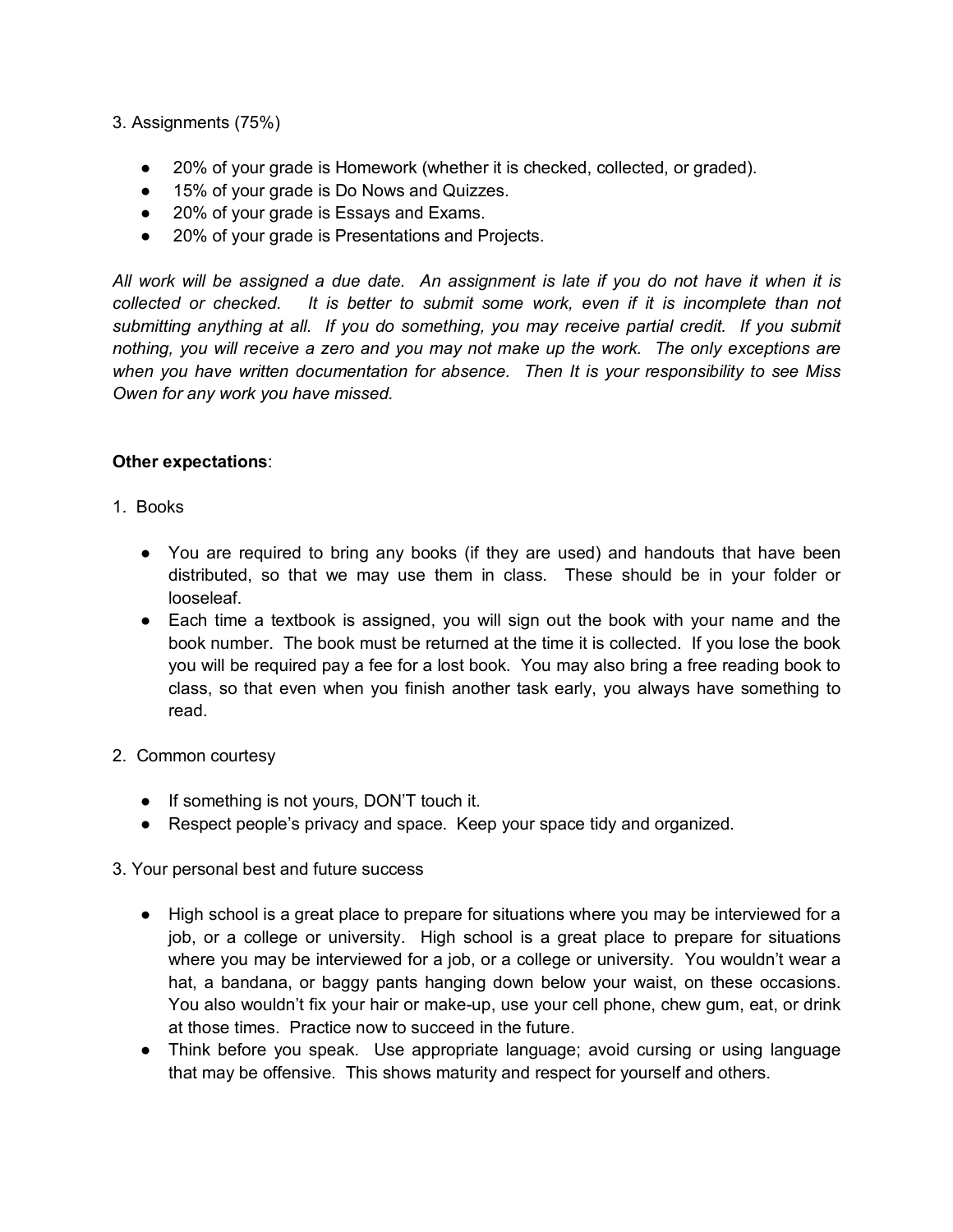3. Assignments (75%)

- 20% of your grade is Homework (whether it is checked, collected, or graded).
- 15% of your grade is Do Nows and Quizzes.
- 20% of your grade is Essays and Exams.
- 20% of your grade is Presentations and Projects.

*All work will be assigned a due date. An assignment is late if you do not have it when it is collected or checked. It is better to submit some work, even if it is incomplete than not submitting anything at all. If you do something, you may receive partial credit. If you submit nothing, you will receive a zero and you may not make up the work. The only exceptions are when you have written documentation for absence. Then It is your responsibility to see Miss Owen for any work you have missed.*

**Other expectations**:

1. Books

- You are required to bring any books (if they are used) and handouts that have been distributed, so that we may use them in class. These should be in your folder or looseleaf.
- Each time a textbook is assigned, you will sign out the book with your name and the book number. The book must be returned at the time it is collected. If you lose the book you will be required pay a fee for a lost book. You may also bring a free reading book to class, so that even when you finish another task early, you always have something to read.

2. Common courtesy

- If something is not yours, DON'T touch it.
- Respect people's privacy and space. Keep your space tidy and organized.

3. Your personal best and future success

- High school is a great place to prepare for situations where you may be interviewed for a job, or a college or university. High school is a great place to prepare for situations where you may be interviewed for a job, or a college or university. You wouldn't wear a hat, a bandana, or baggy pants hanging down below your waist, on these occasions. You also wouldn't fix your hair or make-up, use your cell phone, chew gum, eat, or drink at those times. Practice now to succeed in the future.
- Think before you speak. Use appropriate language; avoid cursing or using language that may be offensive. This shows maturity and respect for yourself and others.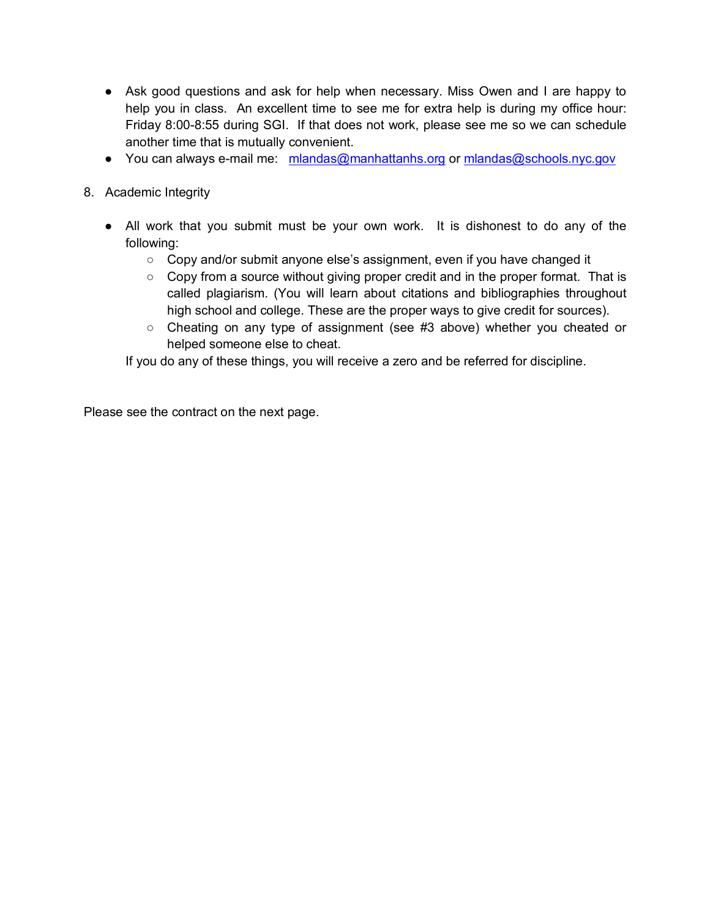- Ask good questions and ask for help when necessary. Miss Owen and I are happy to help you in class. An excellent time to see me for extra help is during my office hour: Friday 8:00-8:55 during SGI. If that does not work, please see me so we can schedule another time that is mutually convenient.
- You can always e-mail me: mlandas@manhattanhs.org or mlandas@schools.nyc.gov

8. Academic Integrity

   - All work that you submit must be your own work. It is dishonest to do any of the following:
     - Copy and/or submit anyone else's assignment, even if you have changed it
     - Copy from a source without giving proper credit and in the proper format. That is called plagiarism. (You will learn about citations and bibliographies throughout high school and college. These are the proper ways to give credit for sources).
     - Cheating on any type of assignment (see #3 above) whether you cheated or helped someone else to cheat.

     If you do any of these things, you will receive a zero and be referred for discipline.

Please see the contract on the next page.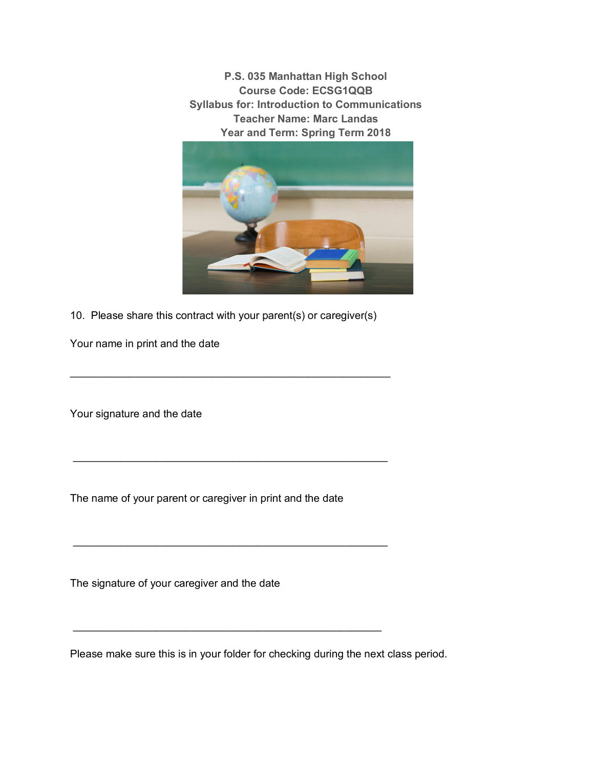**P.S. 035 Manhattan High School**
**Course Code: ECSG1QQB**
**Syllabus for: Introduction to Communications**
**Teacher Name: Marc Landas**
**Year and Term: Spring Term 2018**

10. Please share this contract with your parent(s) or caregiver(s)

Your name in print and the date

______________________________________________________

Your signature and the date

______________________________________________________

The name of your parent or caregiver in print and the date

______________________________________________________

The signature of your caregiver and the date

______________________________________________________

Please make sure this is in your folder for checking during the next class period.